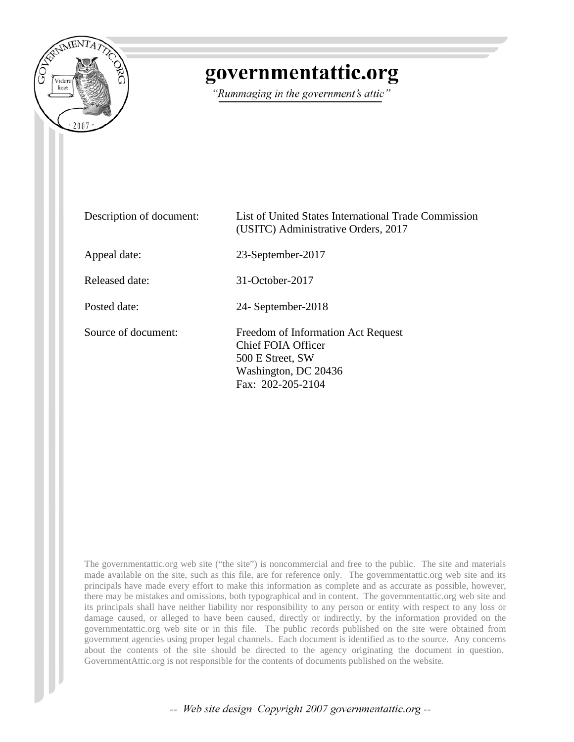# governmentattic.org

*"Rummaging in the government's attic"*

| | |
|---|---|
| Description of document: | List of United States International Trade Commission (USITC) Administrative Orders, 2017 |
| Appeal date: | 23-September-2017 |
| Released date: | 31-October-2017 |
| Posted date: | 24- September-2018 |
| Source of document: | Freedom of Information Act Request<br>Chief FOIA Officer<br>500 E Street, SW<br>Washington, DC 20436<br>Fax: 202-205-2104 |

The governmentattic.org web site ("the site") is noncommercial and free to the public. The site and materials made available on the site, such as this file, are for reference only. The governmentattic.org web site and its principals have made every effort to make this information as complete and as accurate as possible, however, there may be mistakes and omissions, both typographical and in content. The governmentattic.org web site and its principals shall have neither liability nor responsibility to any person or entity with respect to any loss or damage caused, or alleged to have been caused, directly or indirectly, by the information provided on the governmentattic.org web site or in this file. The public records published on the site were obtained from government agencies using proper legal channels. Each document is identified as to the source. Any concerns about the contents of the site should be directed to the agency originating the document in question. GovernmentAttic.org is not responsible for the contents of documents published on the website.

*-- Web site design Copyright 2007 governmentattic.org --*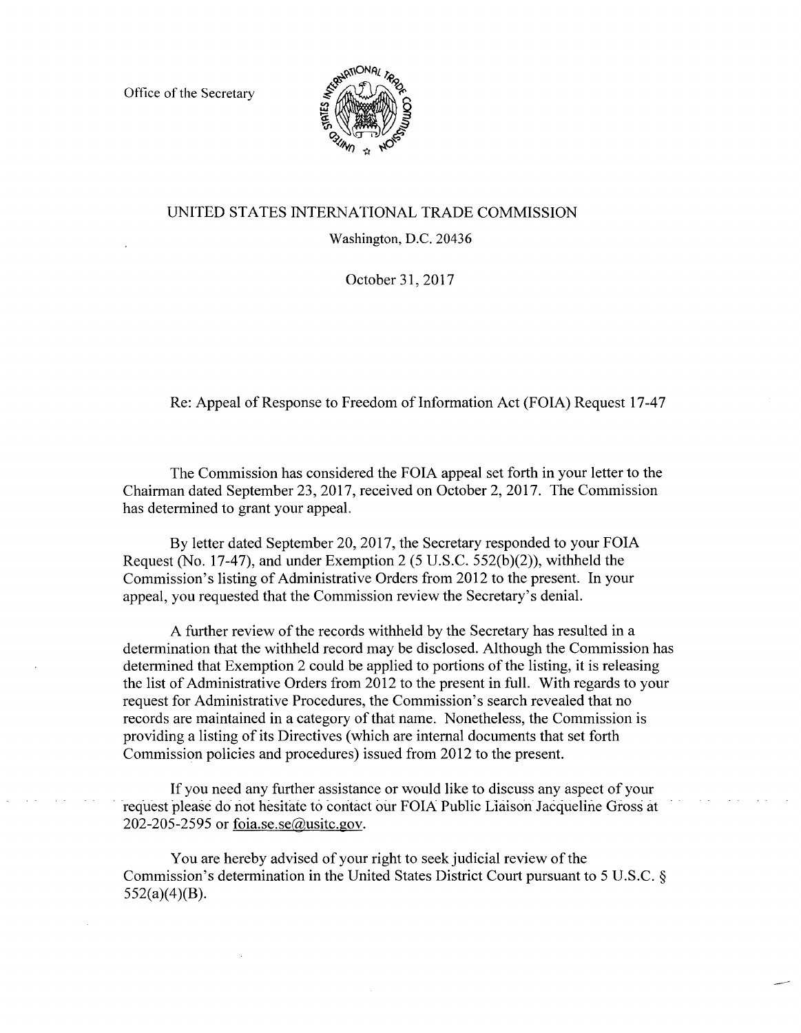Office of the Secretary

UNITED STATES INTERNATIONAL TRADE COMMISSION

Washington, D.C. 20436

October 31, 2017

Re: Appeal of Response to Freedom of Information Act (FOIA) Request 17-47

The Commission has considered the FOIA appeal set forth in your letter to the Chairman dated September 23, 2017, received on October 2, 2017. The Commission has determined to grant your appeal.

By letter dated September 20, 2017, the Secretary responded to your FOIA Request (No. 17-47), and under Exemption 2 (5 U.S.C. 552(b)(2)), withheld the Commission's listing of Administrative Orders from 2012 to the present. In your appeal, you requested that the Commission review the Secretary's denial.

A further review of the records withheld by the Secretary has resulted in a determination that the withheld record may be disclosed. Although the Commission has determined that Exemption 2 could be applied to portions of the listing, it is releasing the list of Administrative Orders from 2012 to the present in full. With regards to your request for Administrative Procedures, the Commission's search revealed that no records are maintained in a category of that name. Nonetheless, the Commission is providing a listing of its Directives (which are internal documents that set forth Commission policies and procedures) issued from 2012 to the present.

If you need any further assistance or would like to discuss any aspect of your request please do not hesitate to contact our FOIA Public Liaison Jacqueline Gross at 202-205-2595 or foia.se.se@usitc.gov.

You are hereby advised of your right to seek judicial review of the Commission's determination in the United States District Court pursuant to 5 U.S.C. § 552(a)(4)(B).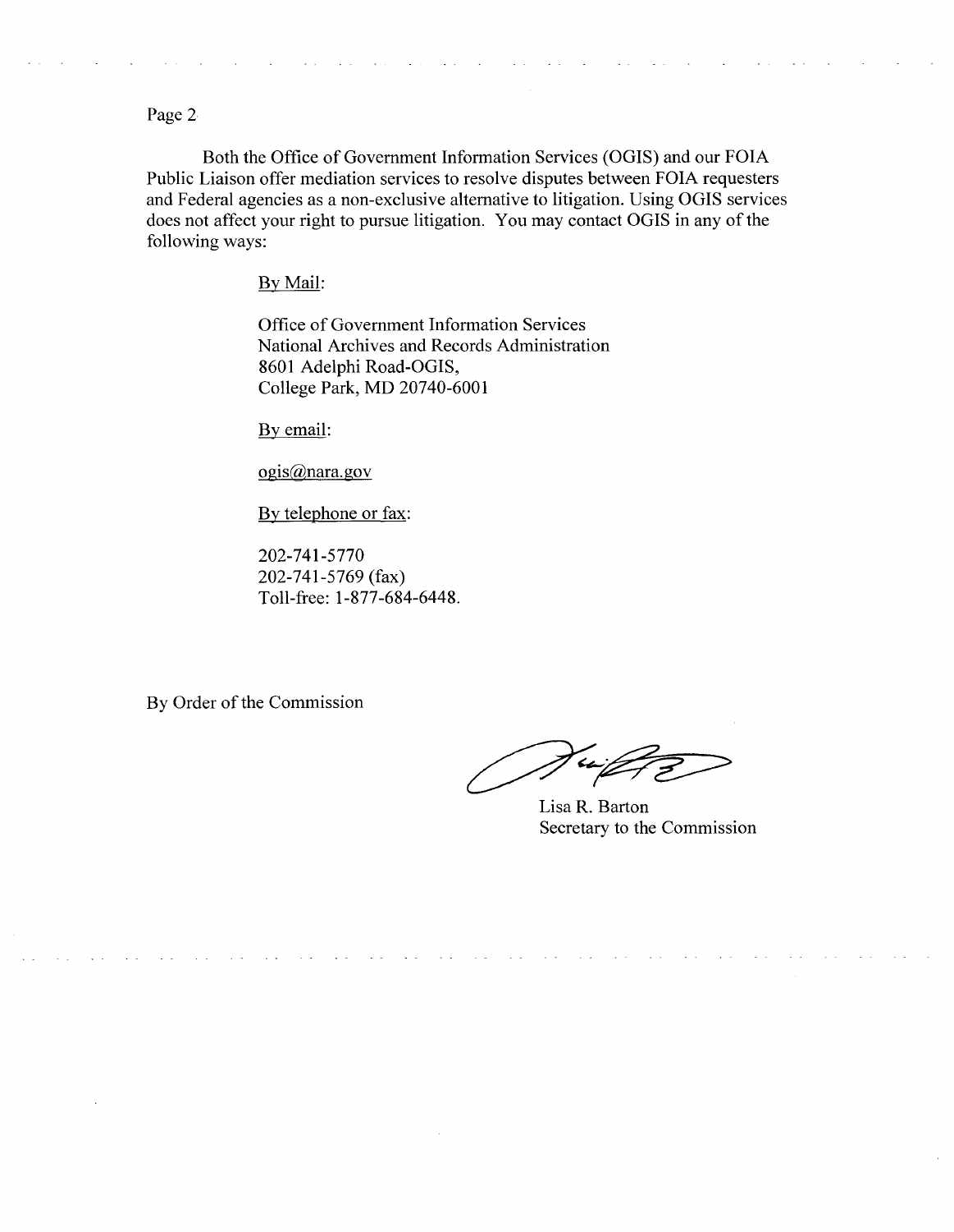Both the Office of Government Information Services (OGIS) and our FOIA Public Liaison offer mediation services to resolve disputes between FOIA requesters and Federal agencies as a non-exclusive alternative to litigation. Using OGIS services does not affect your right to pursue litigation. You may contact OGIS in any of the following ways:

By Mail:

Office of Government Information Services
National Archives and Records Administration
8601 Adelphi Road-OGIS,
College Park, MD 20740-6001

By email:

ogis@nara.gov

By telephone or fax:

202-741-5770
202-741-5769 (fax)
Toll-free: 1-877-684-6448.

By Order of the Commission

Lisa R. Barton
Secretary to the Commission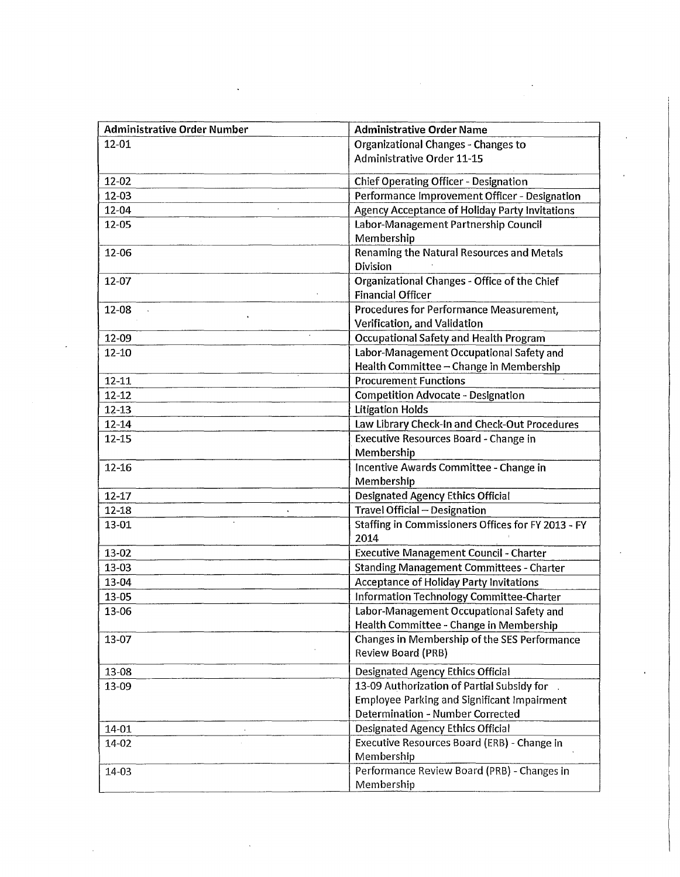| Administrative Order Number | Administrative Order Name |
| --- | --- |
| 12-01 | Organizational Changes - Changes to Administrative Order 11-15 |
| 12-02 | Chief Operating Officer - Designation |
| 12-03 | Performance Improvement Officer - Designation |
| 12-04 | Agency Acceptance of Holiday Party Invitations |
| 12-05 | Labor-Management Partnership Council Membership |
| 12-06 | Renaming the Natural Resources and Metals Division |
| 12-07 | Organizational Changes - Office of the Chief Financial Officer |
| 12-08 | Procedures for Performance Measurement, Verification, and Validation |
| 12-09 | Occupational Safety and Health Program |
| 12-10 | Labor-Management Occupational Safety and Health Committee – Change in Membership |
| 12-11 | Procurement Functions |
| 12-12 | Competition Advocate - Designation |
| 12-13 | Litigation Holds |
| 12-14 | Law Library Check-In and Check-Out Procedures |
| 12-15 | Executive Resources Board - Change in Membership |
| 12-16 | Incentive Awards Committee - Change in Membership |
| 12-17 | Designated Agency Ethics Official |
| 12-18 | Travel Official – Designation |
| 13-01 | Staffing in Commissioners Offices for FY 2013 - FY 2014 |
| 13-02 | Executive Management Council - Charter |
| 13-03 | Standing Management Committees - Charter |
| 13-04 | Acceptance of Holiday Party Invitations |
| 13-05 | Information Technology Committee-Charter |
| 13-06 | Labor-Management Occupational Safety and Health Committee - Change in Membership |
| 13-07 | Changes in Membership of the SES Performance Review Board (PRB) |
| 13-08 | Designated Agency Ethics Official |
| 13-09 | 13-09 Authorization of Partial Subsidy for Employee Parking and Significant Impairment Determination - Number Corrected |
| 14-01 | Designated Agency Ethics Official |
| 14-02 | Executive Resources Board (ERB) - Change in Membership |
| 14-03 | Performance Review Board (PRB) - Changes in Membership |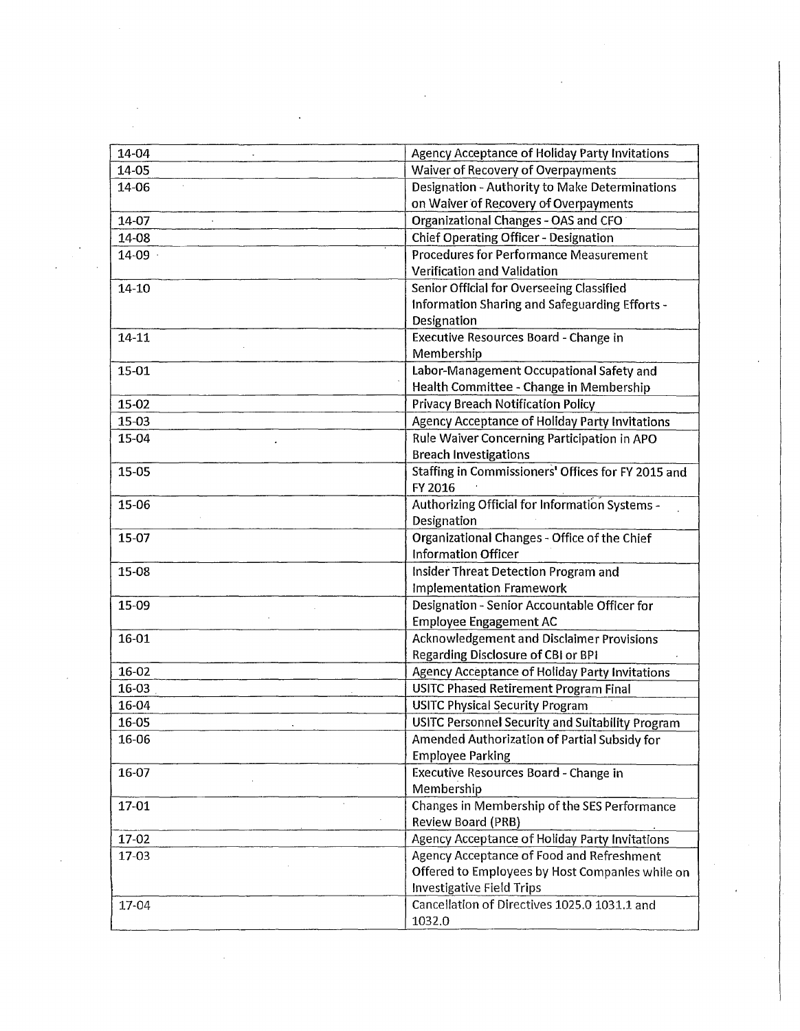| | |
|---|---|
| 14-04 | Agency Acceptance of Holiday Party Invitations |
| 14-05 | Waiver of Recovery of Overpayments |
| 14-06 | Designation - Authority to Make Determinations on Waiver of Recovery of Overpayments |
| 14-07 | Organizational Changes - OAS and CFO |
| 14-08 | Chief Operating Officer - Designation |
| 14-09 | Procedures for Performance Measurement Verification and Validation |
| 14-10 | Senior Official for Overseeing Classified Information Sharing and Safeguarding Efforts - Designation |
| 14-11 | Executive Resources Board - Change in Membership |
| 15-01 | Labor-Management Occupational Safety and Health Committee - Change in Membership |
| 15-02 | Privacy Breach Notification Policy |
| 15-03 | Agency Acceptance of Holiday Party Invitations |
| 15-04 | Rule Waiver Concerning Participation in APO Breach Investigations |
| 15-05 | Staffing in Commissioners' Offices for FY 2015 and FY 2016 |
| 15-06 | Authorizing Official for Information Systems - Designation |
| 15-07 | Organizational Changes - Office of the Chief Information Officer |
| 15-08 | Insider Threat Detection Program and Implementation Framework |
| 15-09 | Designation - Senior Accountable Officer for Employee Engagement AC |
| 16-01 | Acknowledgement and Disclaimer Provisions Regarding Disclosure of CBI or BPI |
| 16-02 | Agency Acceptance of Holiday Party Invitations |
| 16-03 | USITC Phased Retirement Program Final |
| 16-04 | USITC Physical Security Program |
| 16-05 | USITC Personnel Security and Suitability Program |
| 16-06 | Amended Authorization of Partial Subsidy for Employee Parking |
| 16-07 | Executive Resources Board - Change in Membership |
| 17-01 | Changes in Membership of the SES Performance Review Board (PRB) |
| 17-02 | Agency Acceptance of Holiday Party Invitations |
| 17-03 | Agency Acceptance of Food and Refreshment Offered to Employees by Host Companies while on Investigative Field Trips |
| 17-04 | Cancellation of Directives 1025.0 1031.1 and 1032.0 |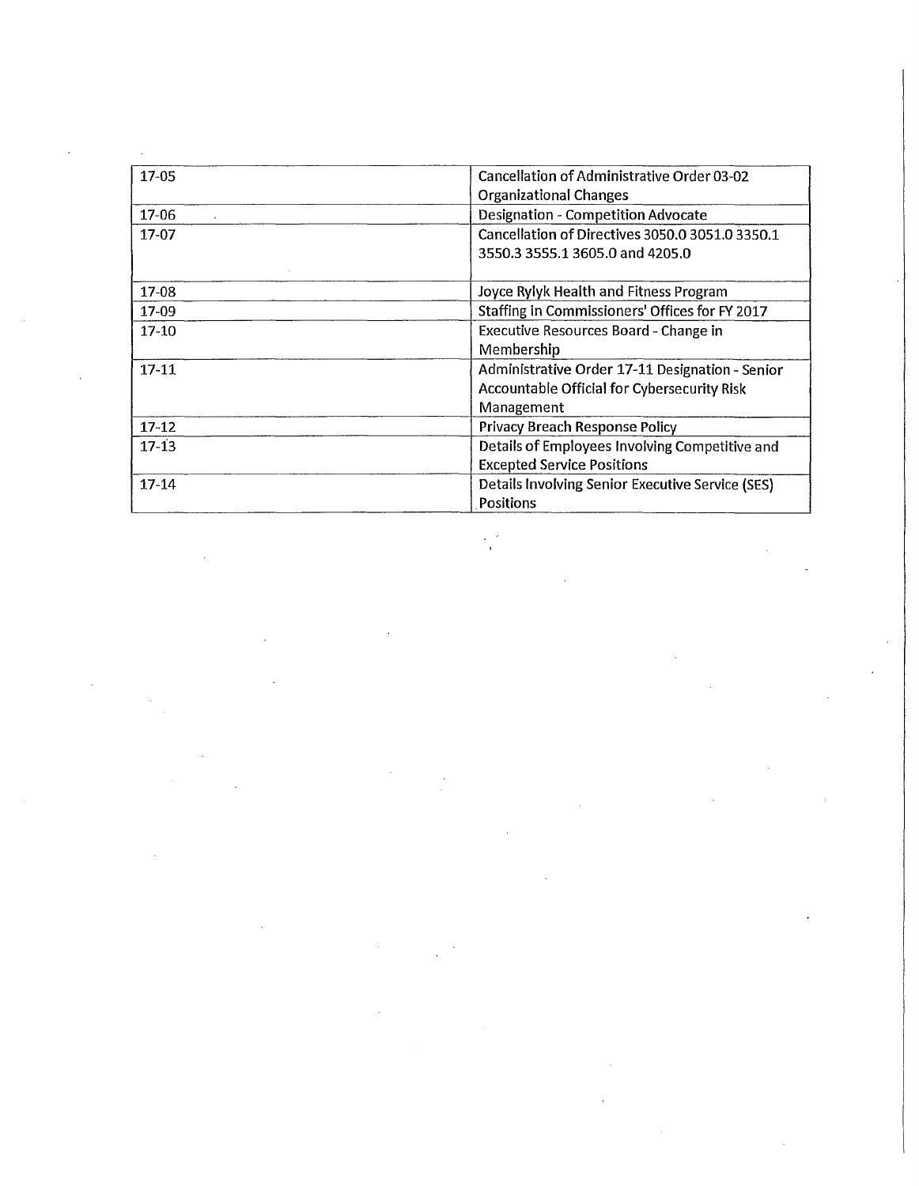| 17-05 | Cancellation of Administrative Order 03-02 Organizational Changes |
|---|---|
| 17-06 | Designation - Competition Advocate |
| 17-07 | Cancellation of Directives 3050.0 3051.0 3350.1 3550.3 3555.1 3605.0 and 4205.0 |
| 17-08 | Joyce Rylyk Health and Fitness Program |
| 17-09 | Staffing in Commissioners' Offices for FY 2017 |
| 17-10 | Executive Resources Board - Change in Membership |
| 17-11 | Administrative Order 17-11 Designation - Senior Accountable Official for Cybersecurity Risk Management |
| 17-12 | Privacy Breach Response Policy |
| 17-13 | Details of Employees Involving Competitive and Excepted Service Positions |
| 17-14 | Details Involving Senior Executive Service (SES) Positions |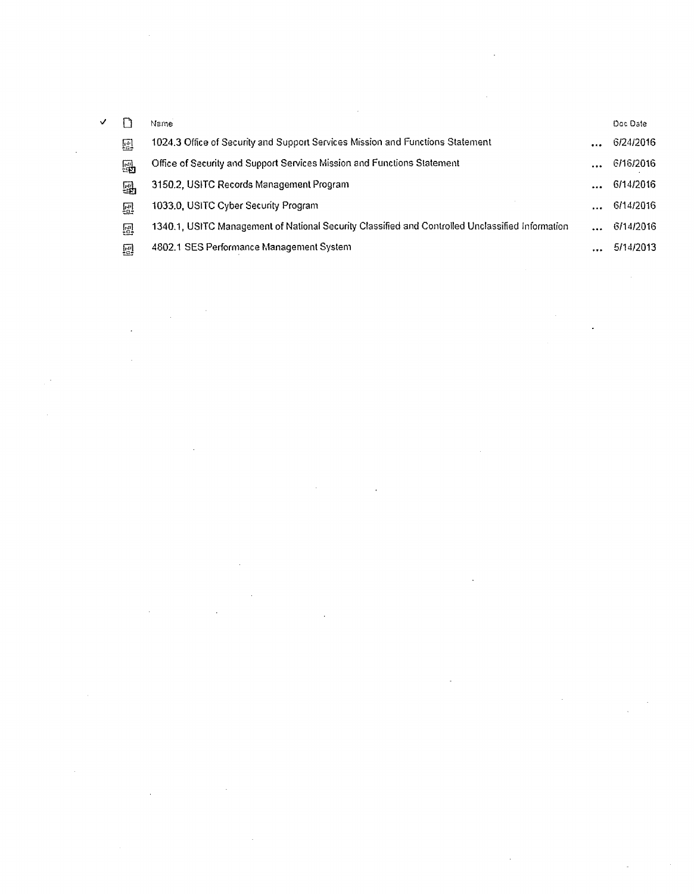| Name | | Doc Date |
|---|---|---|
| 1024.3 Office of Security and Support Services Mission and Functions Statement | ... | 6/24/2016 |
| Office of Security and Support Services Mission and Functions Statement | ... | 6/16/2016 |
| 3150.2, USITC Records Management Program | ... | 6/14/2016 |
| 1033.0, USITC Cyber Security Program | ... | 6/14/2016 |
| 1340.1, USITC Management of National Security Classified and Controlled Unclassified Information | ... | 6/14/2016 |
| 4802.1 SES Performance Management System | ... | 5/14/2013 |